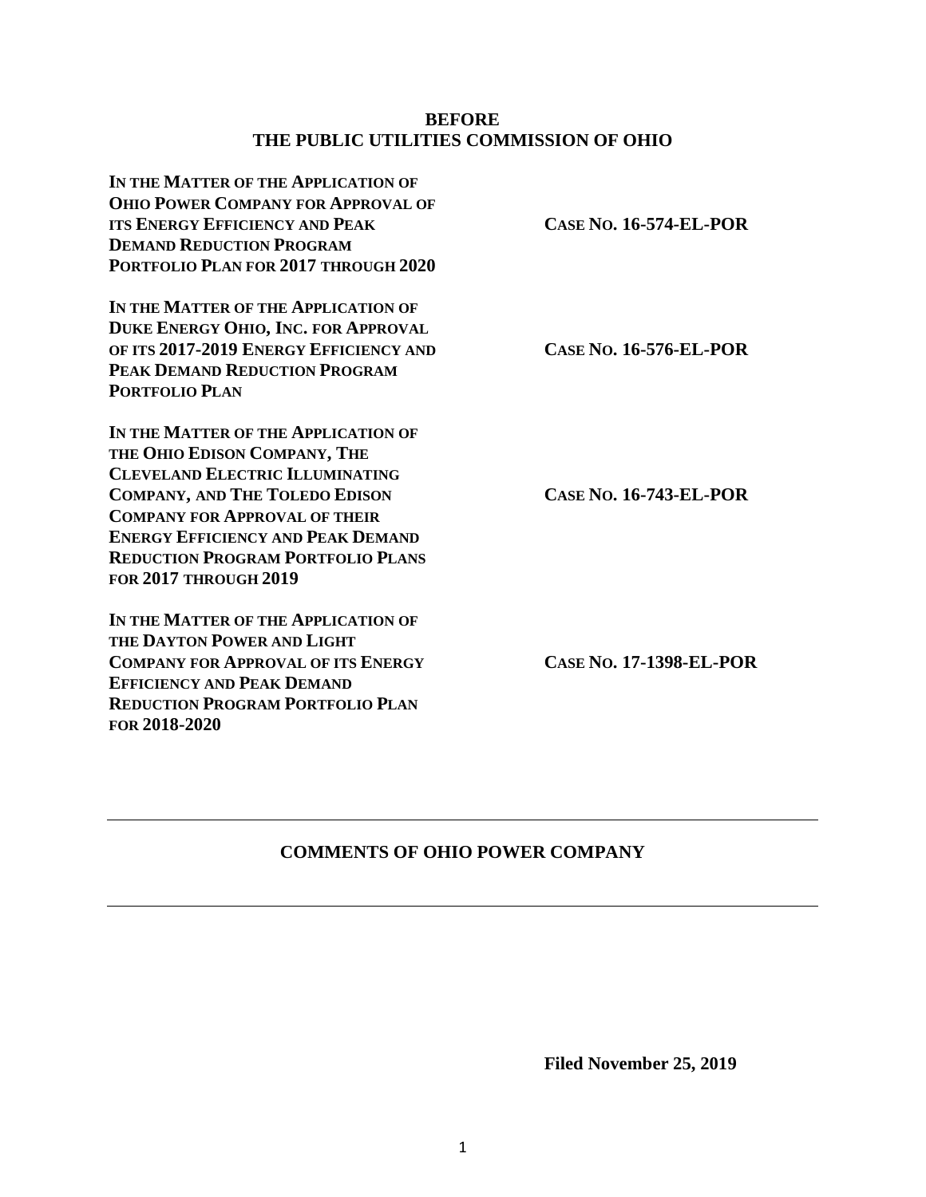**BEFORE**
**THE PUBLIC UTILITIES COMMISSION OF OHIO**

| | |
|---|---|
| **IN THE MATTER OF THE APPLICATION OF OHIO POWER COMPANY FOR APPROVAL OF ITS ENERGY EFFICIENCY AND PEAK DEMAND REDUCTION PROGRAM PORTFOLIO PLAN FOR 2017 THROUGH 2020** | **CASE NO. 16-574-EL-POR** |
| **IN THE MATTER OF THE APPLICATION OF DUKE ENERGY OHIO, INC. FOR APPROVAL OF ITS 2017-2019 ENERGY EFFICIENCY AND PEAK DEMAND REDUCTION PROGRAM PORTFOLIO PLAN** | **CASE NO. 16-576-EL-POR** |
| **IN THE MATTER OF THE APPLICATION OF THE OHIO EDISON COMPANY, THE CLEVELAND ELECTRIC ILLUMINATING COMPANY, AND THE TOLEDO EDISON COMPANY FOR APPROVAL OF THEIR ENERGY EFFICIENCY AND PEAK DEMAND REDUCTION PROGRAM PORTFOLIO PLANS FOR 2017 THROUGH 2019** | **CASE NO. 16-743-EL-POR** |
| **IN THE MATTER OF THE APPLICATION OF THE DAYTON POWER AND LIGHT COMPANY FOR APPROVAL OF ITS ENERGY EFFICIENCY AND PEAK DEMAND REDUCTION PROGRAM PORTFOLIO PLAN FOR 2018-2020** | **CASE NO. 17-1398-EL-POR** |

---

**COMMENTS OF OHIO POWER COMPANY**

---

**Filed November 25, 2019**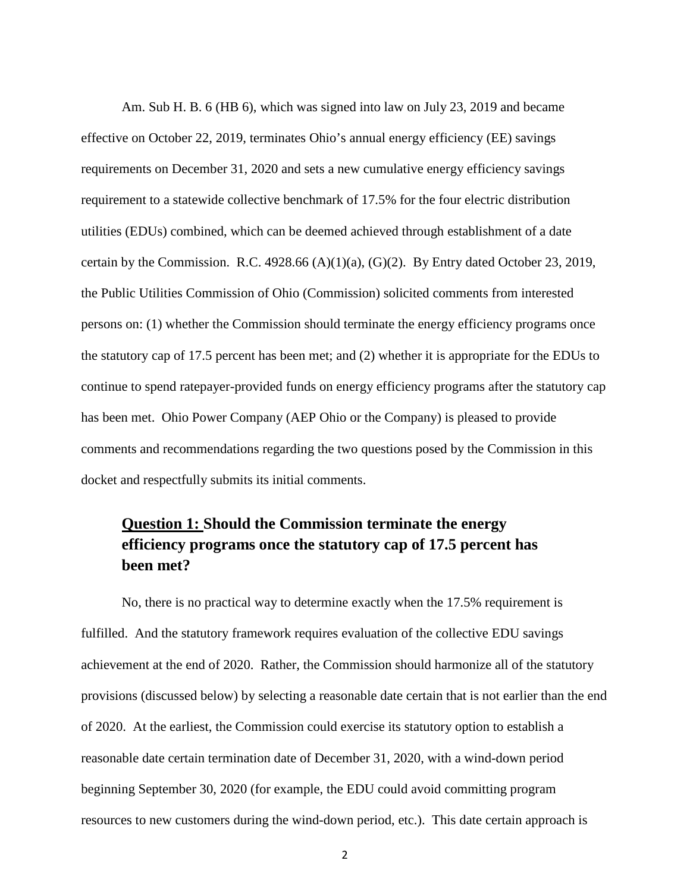Am. Sub H. B. 6 (HB 6), which was signed into law on July 23, 2019 and became effective on October 22, 2019, terminates Ohio's annual energy efficiency (EE) savings requirements on December 31, 2020 and sets a new cumulative energy efficiency savings requirement to a statewide collective benchmark of 17.5% for the four electric distribution utilities (EDUs) combined, which can be deemed achieved through establishment of a date certain by the Commission. R.C. 4928.66 (A)(1)(a), (G)(2). By Entry dated October 23, 2019, the Public Utilities Commission of Ohio (Commission) solicited comments from interested persons on: (1) whether the Commission should terminate the energy efficiency programs once the statutory cap of 17.5 percent has been met; and (2) whether it is appropriate for the EDUs to continue to spend ratepayer-provided funds on energy efficiency programs after the statutory cap has been met. Ohio Power Company (AEP Ohio or the Company) is pleased to provide comments and recommendations regarding the two questions posed by the Commission in this docket and respectfully submits its initial comments.

## <u>Question 1:</u> Should the Commission terminate the energy efficiency programs once the statutory cap of 17.5 percent has been met?

No, there is no practical way to determine exactly when the 17.5% requirement is fulfilled. And the statutory framework requires evaluation of the collective EDU savings achievement at the end of 2020. Rather, the Commission should harmonize all of the statutory provisions (discussed below) by selecting a reasonable date certain that is not earlier than the end of 2020. At the earliest, the Commission could exercise its statutory option to establish a reasonable date certain termination date of December 31, 2020, with a wind-down period beginning September 30, 2020 (for example, the EDU could avoid committing program resources to new customers during the wind-down period, etc.). This date certain approach is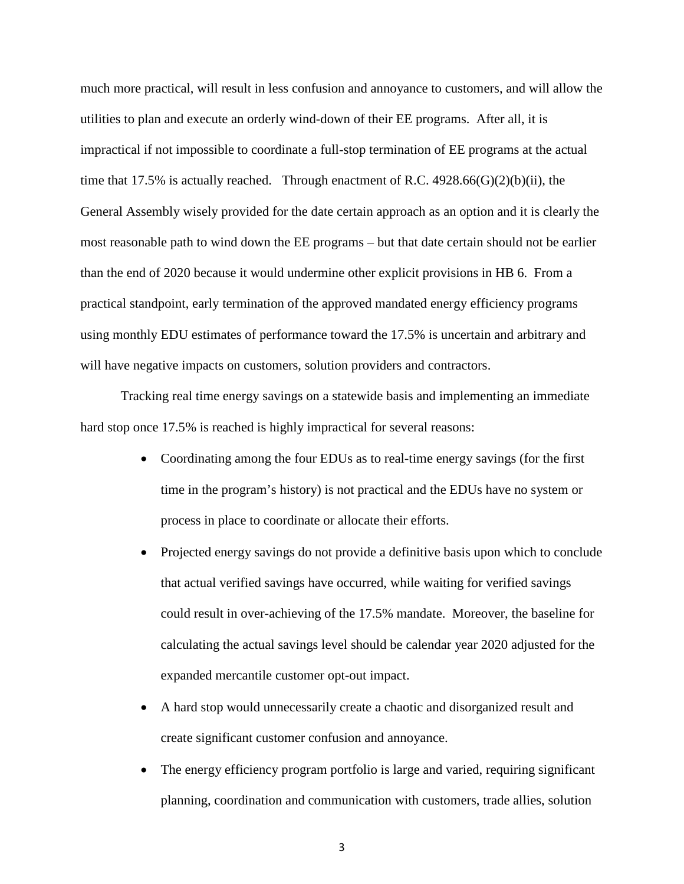much more practical, will result in less confusion and annoyance to customers, and will allow the utilities to plan and execute an orderly wind-down of their EE programs. After all, it is impractical if not impossible to coordinate a full-stop termination of EE programs at the actual time that 17.5% is actually reached. Through enactment of R.C. 4928.66(G)(2)(b)(ii), the General Assembly wisely provided for the date certain approach as an option and it is clearly the most reasonable path to wind down the EE programs – but that date certain should not be earlier than the end of 2020 because it would undermine other explicit provisions in HB 6. From a practical standpoint, early termination of the approved mandated energy efficiency programs using monthly EDU estimates of performance toward the 17.5% is uncertain and arbitrary and will have negative impacts on customers, solution providers and contractors.

Tracking real time energy savings on a statewide basis and implementing an immediate hard stop once 17.5% is reached is highly impractical for several reasons:

- Coordinating among the four EDUs as to real-time energy savings (for the first time in the program's history) is not practical and the EDUs have no system or process in place to coordinate or allocate their efforts.
- Projected energy savings do not provide a definitive basis upon which to conclude that actual verified savings have occurred, while waiting for verified savings could result in over-achieving of the 17.5% mandate. Moreover, the baseline for calculating the actual savings level should be calendar year 2020 adjusted for the expanded mercantile customer opt-out impact.
- A hard stop would unnecessarily create a chaotic and disorganized result and create significant customer confusion and annoyance.
- The energy efficiency program portfolio is large and varied, requiring significant planning, coordination and communication with customers, trade allies, solution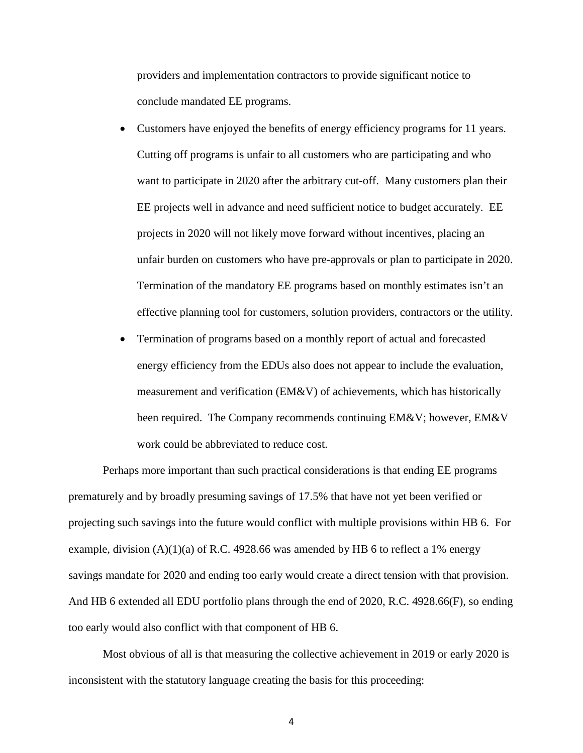providers and implementation contractors to provide significant notice to conclude mandated EE programs.

- Customers have enjoyed the benefits of energy efficiency programs for 11 years. Cutting off programs is unfair to all customers who are participating and who want to participate in 2020 after the arbitrary cut-off. Many customers plan their EE projects well in advance and need sufficient notice to budget accurately. EE projects in 2020 will not likely move forward without incentives, placing an unfair burden on customers who have pre-approvals or plan to participate in 2020. Termination of the mandatory EE programs based on monthly estimates isn't an effective planning tool for customers, solution providers, contractors or the utility.
- Termination of programs based on a monthly report of actual and forecasted energy efficiency from the EDUs also does not appear to include the evaluation, measurement and verification (EM&V) of achievements, which has historically been required. The Company recommends continuing EM&V; however, EM&V work could be abbreviated to reduce cost.

Perhaps more important than such practical considerations is that ending EE programs prematurely and by broadly presuming savings of 17.5% that have not yet been verified or projecting such savings into the future would conflict with multiple provisions within HB 6. For example, division (A)(1)(a) of R.C. 4928.66 was amended by HB 6 to reflect a 1% energy savings mandate for 2020 and ending too early would create a direct tension with that provision. And HB 6 extended all EDU portfolio plans through the end of 2020, R.C. 4928.66(F), so ending too early would also conflict with that component of HB 6.

Most obvious of all is that measuring the collective achievement in 2019 or early 2020 is inconsistent with the statutory language creating the basis for this proceeding: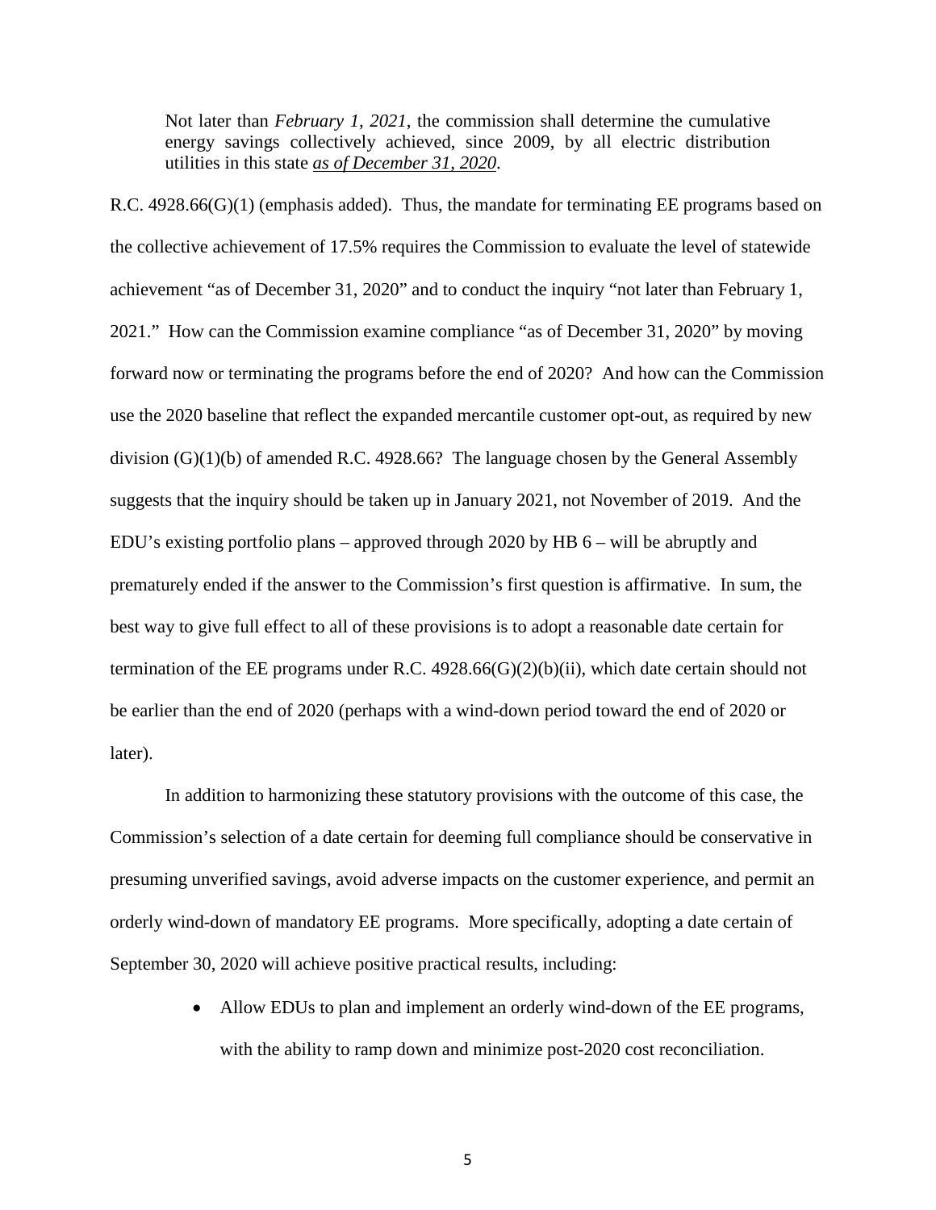> Not later than *February 1, 2021*, the commission shall determine the cumulative energy savings collectively achieved, since 2009, by all electric distribution utilities in this state ***as of December 31, 2020***.

R.C. 4928.66(G)(1) (emphasis added). Thus, the mandate for terminating EE programs based on the collective achievement of 17.5% requires the Commission to evaluate the level of statewide achievement "as of December 31, 2020" and to conduct the inquiry "not later than February 1, 2021." How can the Commission examine compliance "as of December 31, 2020" by moving forward now or terminating the programs before the end of 2020? And how can the Commission use the 2020 baseline that reflect the expanded mercantile customer opt-out, as required by new division (G)(1)(b) of amended R.C. 4928.66? The language chosen by the General Assembly suggests that the inquiry should be taken up in January 2021, not November of 2019. And the EDU's existing portfolio plans – approved through 2020 by HB 6 – will be abruptly and prematurely ended if the answer to the Commission's first question is affirmative. In sum, the best way to give full effect to all of these provisions is to adopt a reasonable date certain for termination of the EE programs under R.C. 4928.66(G)(2)(b)(ii), which date certain should not be earlier than the end of 2020 (perhaps with a wind-down period toward the end of 2020 or later).

In addition to harmonizing these statutory provisions with the outcome of this case, the Commission's selection of a date certain for deeming full compliance should be conservative in presuming unverified savings, avoid adverse impacts on the customer experience, and permit an orderly wind-down of mandatory EE programs. More specifically, adopting a date certain of September 30, 2020 will achieve positive practical results, including:

- Allow EDUs to plan and implement an orderly wind-down of the EE programs, with the ability to ramp down and minimize post-2020 cost reconciliation.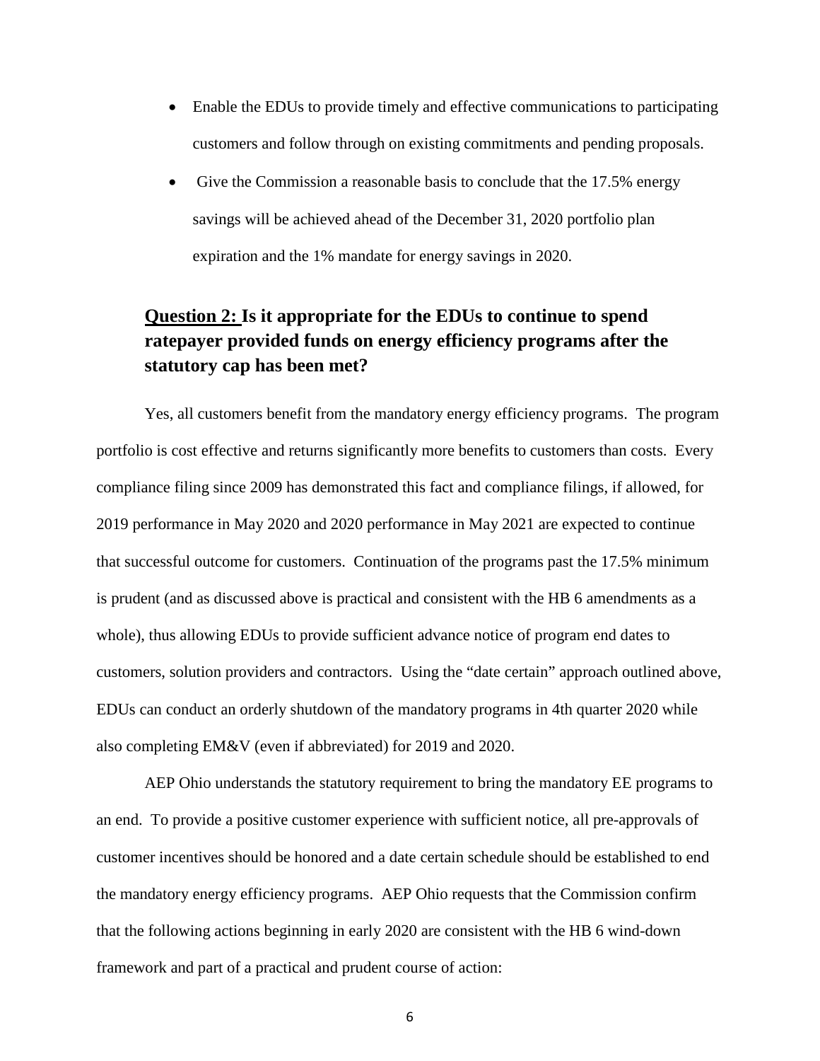- Enable the EDUs to provide timely and effective communications to participating customers and follow through on existing commitments and pending proposals.
- Give the Commission a reasonable basis to conclude that the 17.5% energy savings will be achieved ahead of the December 31, 2020 portfolio plan expiration and the 1% mandate for energy savings in 2020.

## <u>Question 2:</u> Is it appropriate for the EDUs to continue to spend ratepayer provided funds on energy efficiency programs after the statutory cap has been met?

Yes, all customers benefit from the mandatory energy efficiency programs. The program portfolio is cost effective and returns significantly more benefits to customers than costs. Every compliance filing since 2009 has demonstrated this fact and compliance filings, if allowed, for 2019 performance in May 2020 and 2020 performance in May 2021 are expected to continue that successful outcome for customers. Continuation of the programs past the 17.5% minimum is prudent (and as discussed above is practical and consistent with the HB 6 amendments as a whole), thus allowing EDUs to provide sufficient advance notice of program end dates to customers, solution providers and contractors. Using the "date certain" approach outlined above, EDUs can conduct an orderly shutdown of the mandatory programs in 4th quarter 2020 while also completing EM&V (even if abbreviated) for 2019 and 2020.

AEP Ohio understands the statutory requirement to bring the mandatory EE programs to an end. To provide a positive customer experience with sufficient notice, all pre-approvals of customer incentives should be honored and a date certain schedule should be established to end the mandatory energy efficiency programs. AEP Ohio requests that the Commission confirm that the following actions beginning in early 2020 are consistent with the HB 6 wind-down framework and part of a practical and prudent course of action: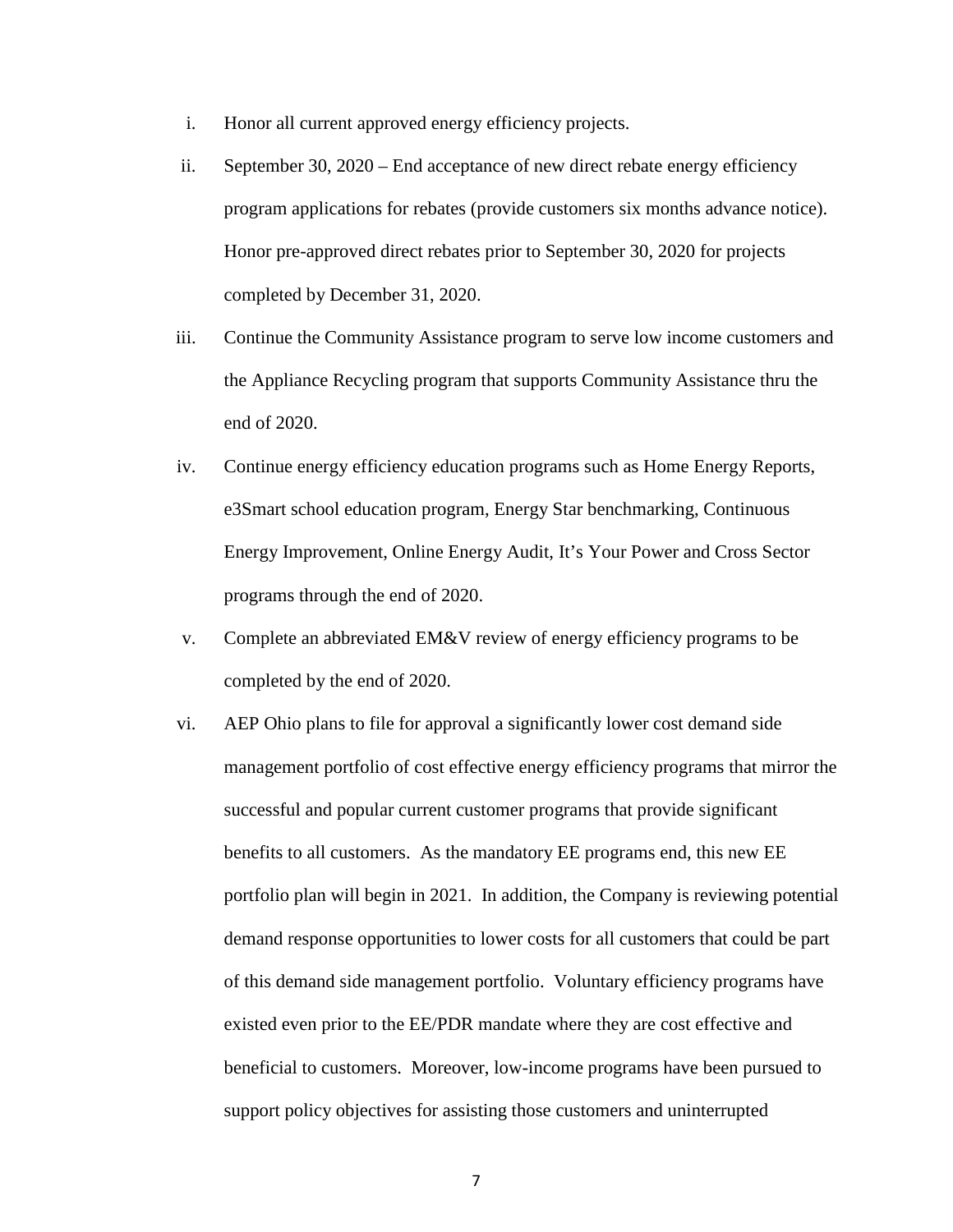i. Honor all current approved energy efficiency projects.

ii. September 30, 2020 – End acceptance of new direct rebate energy efficiency program applications for rebates (provide customers six months advance notice). Honor pre-approved direct rebates prior to September 30, 2020 for projects completed by December 31, 2020.

iii. Continue the Community Assistance program to serve low income customers and the Appliance Recycling program that supports Community Assistance thru the end of 2020.

iv. Continue energy efficiency education programs such as Home Energy Reports, e3Smart school education program, Energy Star benchmarking, Continuous Energy Improvement, Online Energy Audit, It's Your Power and Cross Sector programs through the end of 2020.

v. Complete an abbreviated EM&V review of energy efficiency programs to be completed by the end of 2020.

vi. AEP Ohio plans to file for approval a significantly lower cost demand side management portfolio of cost effective energy efficiency programs that mirror the successful and popular current customer programs that provide significant benefits to all customers. As the mandatory EE programs end, this new EE portfolio plan will begin in 2021. In addition, the Company is reviewing potential demand response opportunities to lower costs for all customers that could be part of this demand side management portfolio. Voluntary efficiency programs have existed even prior to the EE/PDR mandate where they are cost effective and beneficial to customers. Moreover, low-income programs have been pursued to support policy objectives for assisting those customers and uninterrupted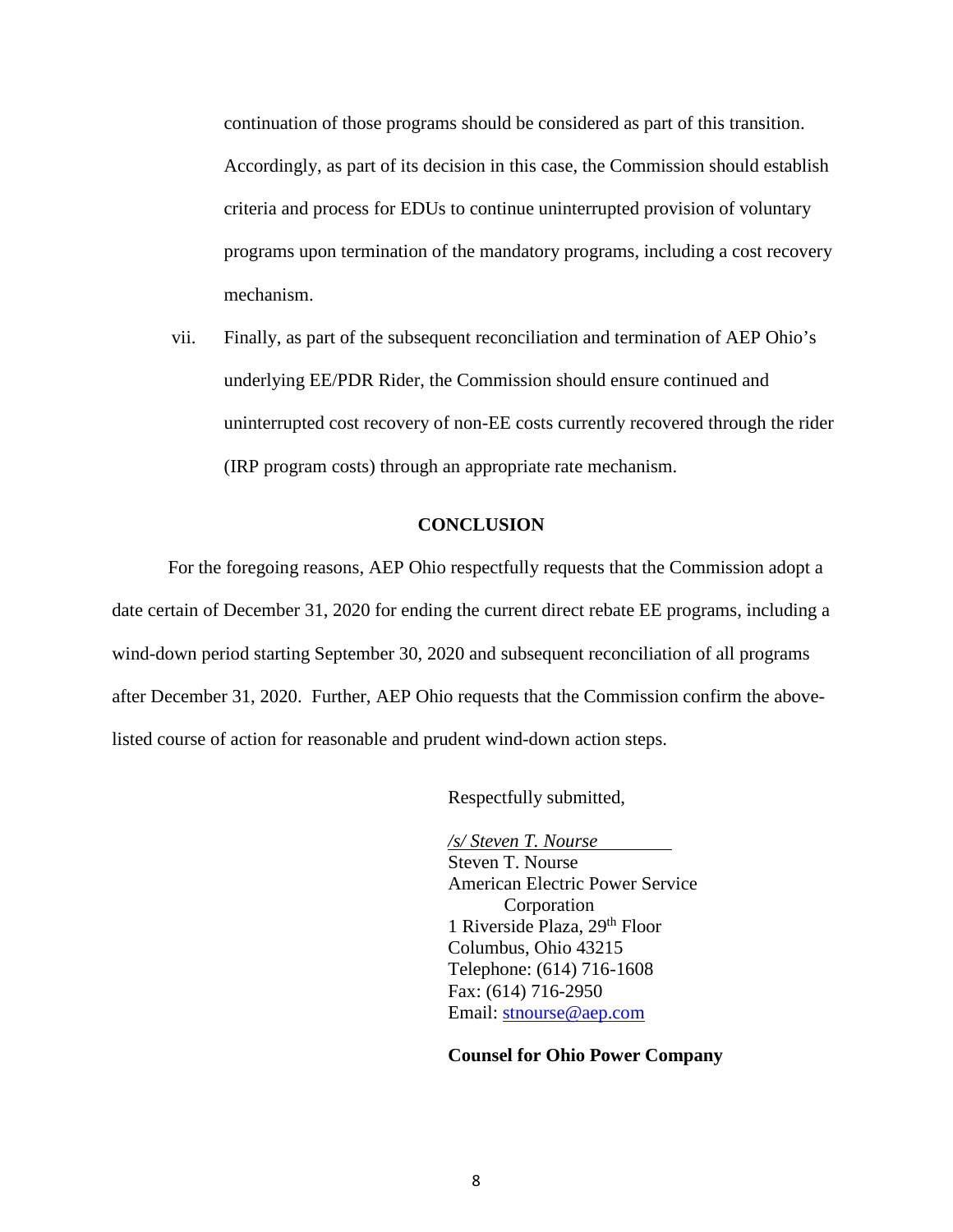continuation of those programs should be considered as part of this transition. Accordingly, as part of its decision in this case, the Commission should establish criteria and process for EDUs to continue uninterrupted provision of voluntary programs upon termination of the mandatory programs, including a cost recovery mechanism.

vii. Finally, as part of the subsequent reconciliation and termination of AEP Ohio's underlying EE/PDR Rider, the Commission should ensure continued and uninterrupted cost recovery of non-EE costs currently recovered through the rider (IRP program costs) through an appropriate rate mechanism.

## CONCLUSION

For the foregoing reasons, AEP Ohio respectfully requests that the Commission adopt a date certain of December 31, 2020 for ending the current direct rebate EE programs, including a wind-down period starting September 30, 2020 and subsequent reconciliation of all programs after December 31, 2020. Further, AEP Ohio requests that the Commission confirm the above-listed course of action for reasonable and prudent wind-down action steps.

Respectfully submitted,

*/s/ Steven T. Nourse*
Steven T. Nourse
American Electric Power Service Corporation
1 Riverside Plaza, 29th Floor
Columbus, Ohio 43215
Telephone: (614) 716-1608
Fax: (614) 716-2950
Email: stnourse@aep.com

**Counsel for Ohio Power Company**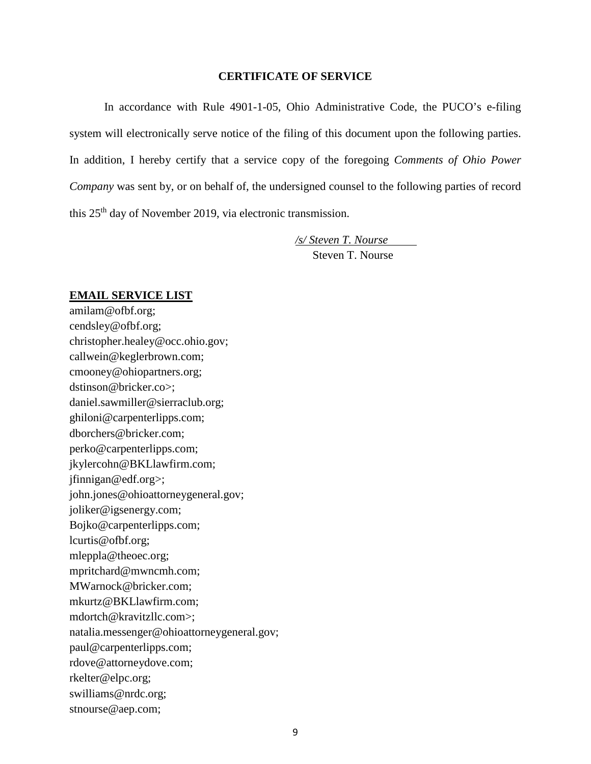**CERTIFICATE OF SERVICE**

In accordance with Rule 4901-1-05, Ohio Administrative Code, the PUCO's e-filing system will electronically serve notice of the filing of this document upon the following parties. In addition, I hereby certify that a service copy of the foregoing *Comments of Ohio Power Company* was sent by, or on behalf of, the undersigned counsel to the following parties of record this 25th day of November 2019, via electronic transmission.

*/s/ Steven T. Nourse*
Steven T. Nourse

**EMAIL SERVICE LIST**

amilam@ofbf.org;
cendsley@ofbf.org;
christopher.healey@occ.ohio.gov;
callwein@keglerbrown.com;
cmooney@ohiopartners.org;
dstinson@bricker.co>;
daniel.sawmiller@sierraclub.org;
ghiloni@carpenterlipps.com;
dborchers@bricker.com;
perko@carpenterlipps.com;
jkylercohn@BKLlawfirm.com;
jfinnigan@edf.org>;
john.jones@ohioattorneygeneral.gov;
joliker@igsenergy.com;
Bojko@carpenterlipps.com;
lcurtis@ofbf.org;
mleppla@theoec.org;
mpritchard@mwncmh.com;
MWarnock@bricker.com;
mkurtz@BKLlawfirm.com;
mdortch@kravitzllc.com>;
natalia.messenger@ohioattorneygeneral.gov;
paul@carpenterlipps.com;
rdove@attorneydove.com;
rkelter@elpc.org;
swilliams@nrdc.org;
stnourse@aep.com;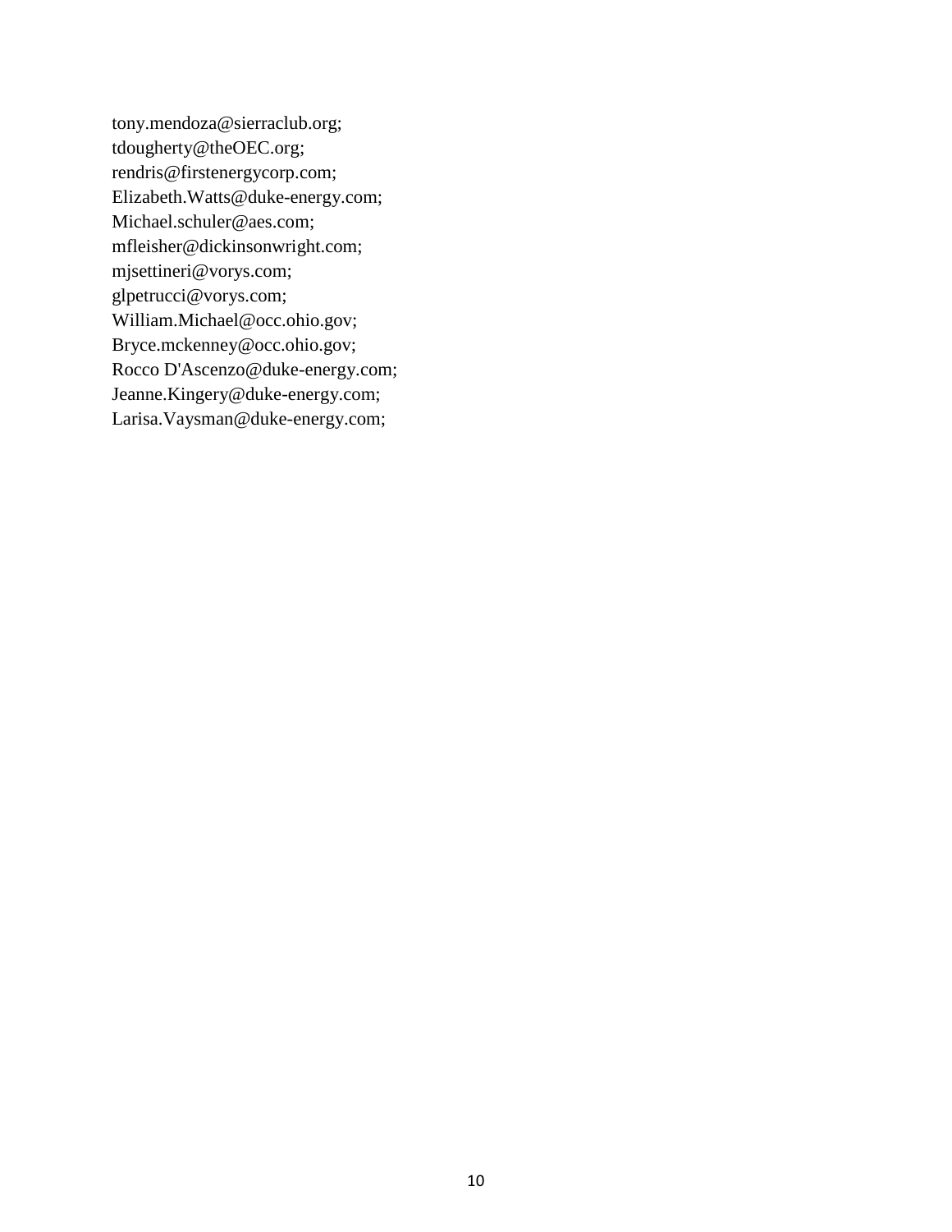tony.mendoza@sierraclub.org;
tdougherty@theOEC.org;
rendris@firstenergycorp.com;
Elizabeth.Watts@duke-energy.com;
Michael.schuler@aes.com;
mfleisher@dickinsonwright.com;
mjsettineri@vorys.com;
glpetrucci@vorys.com;
William.Michael@occ.ohio.gov;
Bryce.mckenney@occ.ohio.gov;
Rocco D'Ascenzo@duke-energy.com;
Jeanne.Kingery@duke-energy.com;
Larisa.Vaysman@duke-energy.com;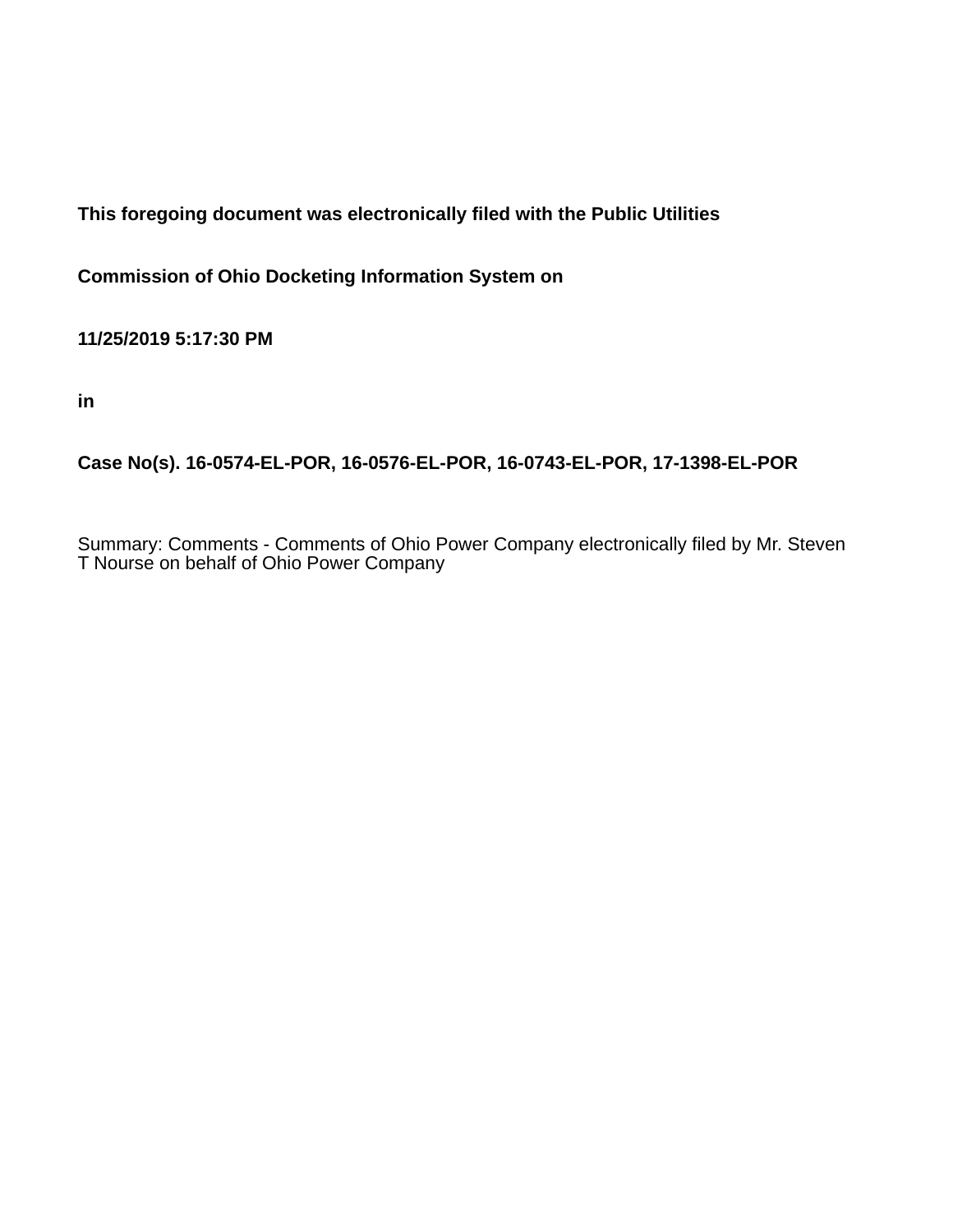**This foregoing document was electronically filed with the Public Utilities**

**Commission of Ohio Docketing Information System on**

**11/25/2019 5:17:30 PM**

**in**

**Case No(s). 16-0574-EL-POR, 16-0576-EL-POR, 16-0743-EL-POR, 17-1398-EL-POR**

Summary: Comments - Comments of Ohio Power Company electronically filed by Mr. Steven T Nourse on behalf of Ohio Power Company